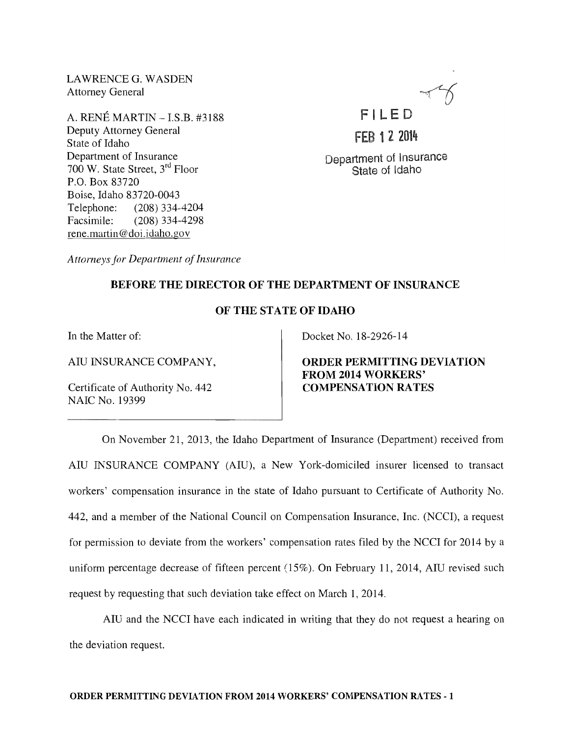LAWRENCE G. WASDEN
Attorney General

A. RENÉ MARTIN – I.S.B. #3188
Deputy Attorney General
State of Idaho
Department of Insurance
700 W. State Street, 3rd Floor
P.O. Box 83720
Boise, Idaho 83720-0043
Telephone: (208) 334-4204
Facsimile: (208) 334-4298
rene.martin@doi.idaho.gov

*Attorneys for Department of Insurance*

FILED
FEB 12 2014
Department of Insurance
State of Idaho

**BEFORE THE DIRECTOR OF THE DEPARTMENT OF INSURANCE**

**OF THE STATE OF IDAHO**

In the Matter of:

AIU INSURANCE COMPANY,

Certificate of Authority No. 442
NAIC No. 19399

Docket No. 18-2926-14

**ORDER PERMITTING DEVIATION FROM 2014 WORKERS' COMPENSATION RATES**

On November 21, 2013, the Idaho Department of Insurance (Department) received from AIU INSURANCE COMPANY (AIU), a New York-domiciled insurer licensed to transact workers' compensation insurance in the state of Idaho pursuant to Certificate of Authority No. 442, and a member of the National Council on Compensation Insurance, Inc. (NCCI), a request for permission to deviate from the workers' compensation rates filed by the NCCI for 2014 by a uniform percentage decrease of fifteen percent (15%). On February 11, 2014, AIU revised such request by requesting that such deviation take effect on March 1, 2014.

AIU and the NCCI have each indicated in writing that they do not request a hearing on the deviation request.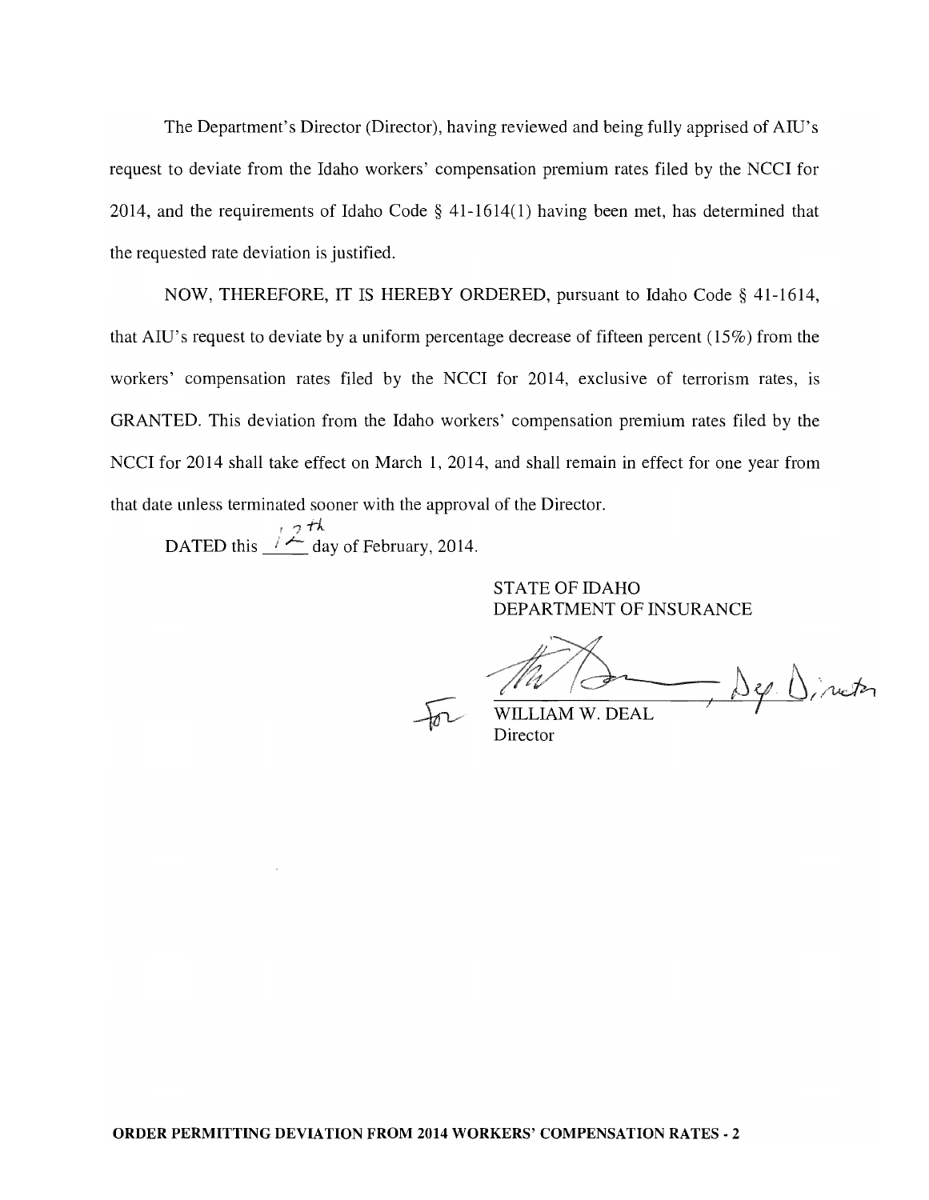The Department's Director (Director), having reviewed and being fully apprised of AIU's request to deviate from the Idaho workers' compensation premium rates filed by the NCCI for 2014, and the requirements of Idaho Code § 41-1614(1) having been met, has determined that the requested rate deviation is justified.

NOW, THEREFORE, IT IS HEREBY ORDERED, pursuant to Idaho Code § 41-1614, that AIU's request to deviate by a uniform percentage decrease of fifteen percent (15%) from the workers' compensation rates filed by the NCCI for 2014, exclusive of terrorism rates, is GRANTED. This deviation from the Idaho workers' compensation premium rates filed by the NCCI for 2014 shall take effect on March 1, 2014, and shall remain in effect for one year from that date unless terminated sooner with the approval of the Director.

DATED this 12th day of February, 2014.

STATE OF IDAHO
DEPARTMENT OF INSURANCE

for WILLIAM W. DEAL, Dep. Director
Director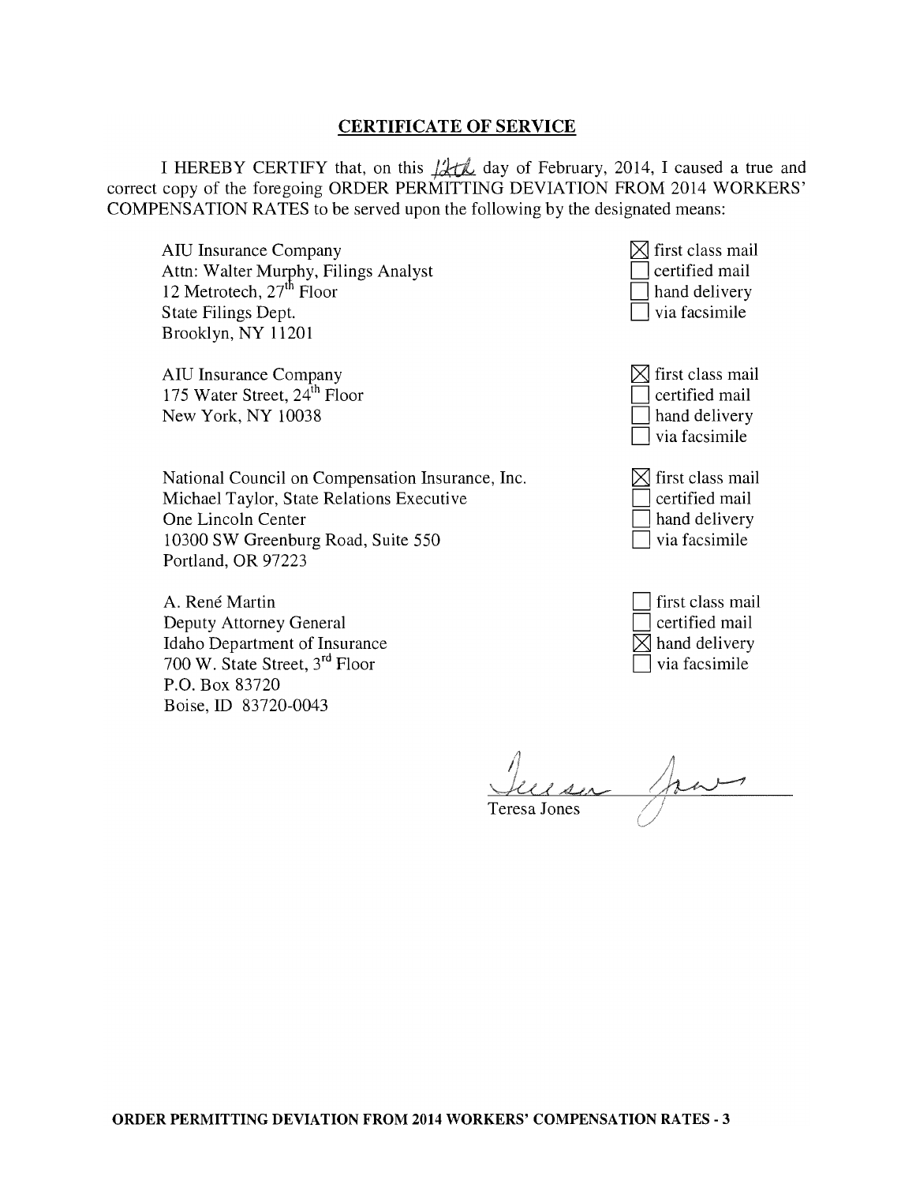## CERTIFICATE OF SERVICE

I HEREBY CERTIFY that, on this 12th day of February, 2014, I caused a true and correct copy of the foregoing ORDER PERMITTING DEVIATION FROM 2014 WORKERS' COMPENSATION RATES to be served upon the following by the designated means:

AIU Insurance Company
Attn: Walter Murphy, Filings Analyst
12 Metrotech, 27th Floor
State Filings Dept.
Brooklyn, NY 11201

☒ first class mail
☐ certified mail
☐ hand delivery
☐ via facsimile

AIU Insurance Company
175 Water Street, 24th Floor
New York, NY 10038

☒ first class mail
☐ certified mail
☐ hand delivery
☐ via facsimile

National Council on Compensation Insurance, Inc.
Michael Taylor, State Relations Executive
One Lincoln Center
10300 SW Greenburg Road, Suite 550
Portland, OR 97223

☒ first class mail
☐ certified mail
☐ hand delivery
☐ via facsimile

A. René Martin
Deputy Attorney General
Idaho Department of Insurance
700 W. State Street, 3rd Floor
P.O. Box 83720
Boise, ID 83720-0043

☐ first class mail
☐ certified mail
☒ hand delivery
☐ via facsimile

Teresa Jones